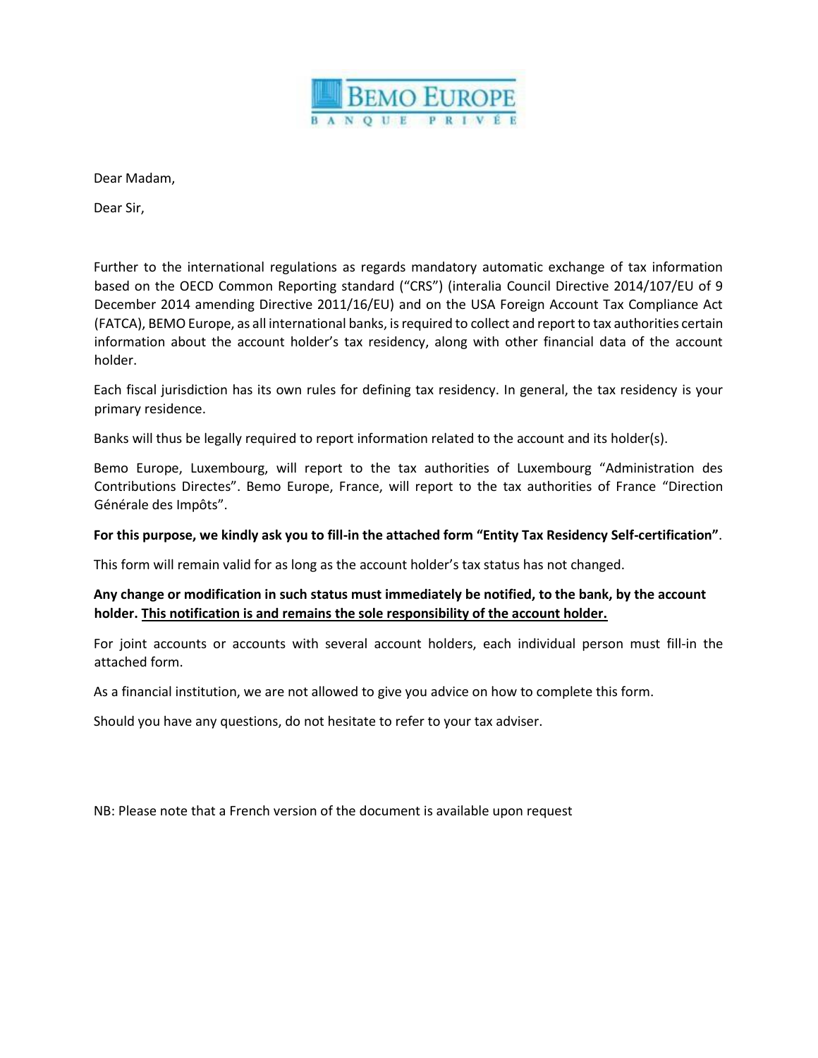Dear Madam,

Dear Sir,

Further to the international regulations as regards mandatory automatic exchange of tax information based on the OECD Common Reporting standard ("CRS") (interalia Council Directive 2014/107/EU of 9 December 2014 amending Directive 2011/16/EU) and on the USA Foreign Account Tax Compliance Act (FATCA), BEMO Europe, as all international banks, is required to collect and report to tax authorities certain information about the account holder's tax residency, along with other financial data of the account holder.

Each fiscal jurisdiction has its own rules for defining tax residency. In general, the tax residency is your primary residence.

Banks will thus be legally required to report information related to the account and its holder(s).

Bemo Europe, Luxembourg, will report to the tax authorities of Luxembourg "Administration des Contributions Directes". Bemo Europe, France, will report to the tax authorities of France "Direction Générale des Impôts".

**For this purpose, we kindly ask you to fill-in the attached form "Entity Tax Residency Self-certification"**.

This form will remain valid for as long as the account holder's tax status has not changed.

**Any change or modification in such status must immediately be notified, to the bank, by the account holder. <u>This notification is and remains the sole responsibility of the account holder.</u>**

For joint accounts or accounts with several account holders, each individual person must fill-in the attached form.

As a financial institution, we are not allowed to give you advice on how to complete this form.

Should you have any questions, do not hesitate to refer to your tax adviser.

NB: Please note that a French version of the document is available upon request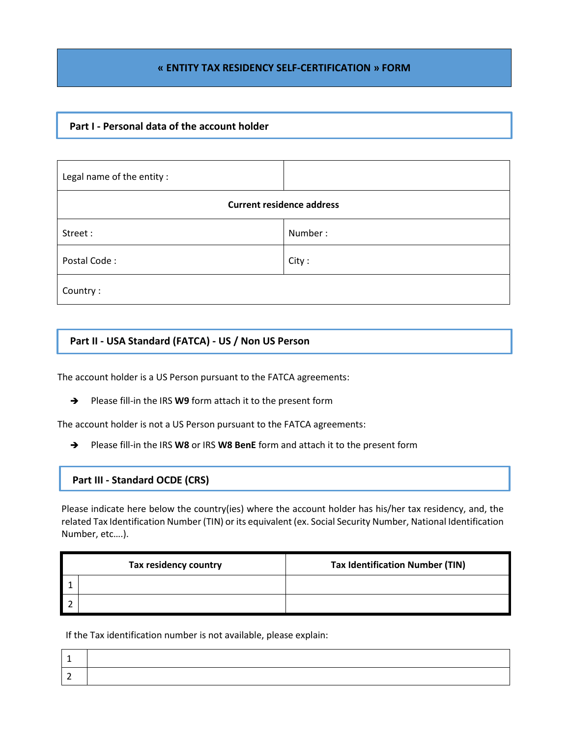# « ENTITY TAX RESIDENCY SELF-CERTIFICATION » FORM

## Part I - Personal data of the account holder

| Legal name of the entity : | |
|---|---|
| **Current residence address** | |
| Street : | Number : |
| Postal Code : | City : |
| Country : | |

## Part II - USA Standard (FATCA) - US / Non US Person

The account holder is a US Person pursuant to the FATCA agreements:

➔ Please fill-in the IRS **W9** form attach it to the present form

The account holder is not a US Person pursuant to the FATCA agreements:

➔ Please fill-in the IRS **W8** or IRS **W8 BenE** form and attach it to the present form

## Part III - Standard OCDE (CRS)

Please indicate here below the country(ies) where the account holder has his/her tax residency, and, the related Tax Identification Number (TIN) or its equivalent (ex. Social Security Number, National Identification Number, etc….).

| | Tax residency country | Tax Identification Number (TIN) |
|---|---|---|
| 1 | | |
| 2 | | |

If the Tax identification number is not available, please explain:

| | |
|---|---|
| 1 | |
| 2 | |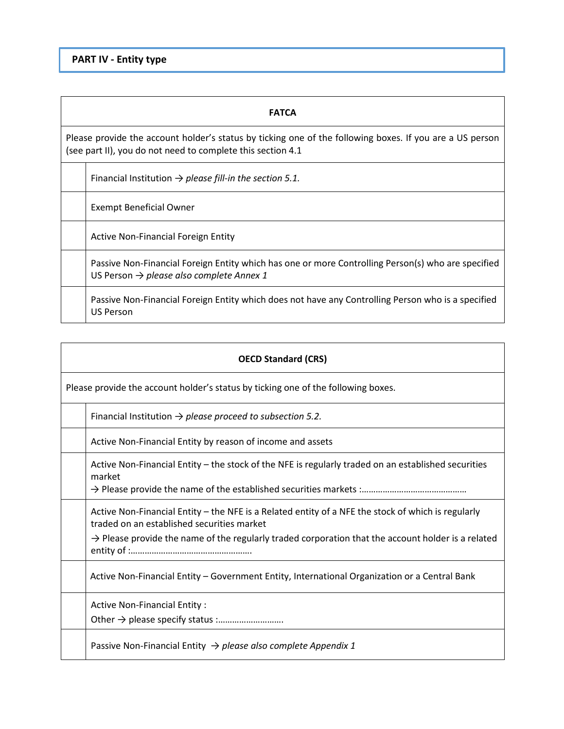## PART IV - Entity type

| FATCA | |
|---|---|
| Please provide the account holder's status by ticking one of the following boxes. If you are a US person (see part II), you do not need to complete this section 4.1 | |
| | Financial Institution → *please fill-in the section 5.1.* |
| | Exempt Beneficial Owner |
| | Active Non-Financial Foreign Entity |
| | Passive Non-Financial Foreign Entity which has one or more Controlling Person(s) who are specified US Person → *please also complete Annex 1* |
| | Passive Non-Financial Foreign Entity which does not have any Controlling Person who is a specified US Person |

| OECD Standard (CRS) | |
|---|---|
| Please provide the account holder's status by ticking one of the following boxes. | |
| | Financial Institution → *please proceed to subsection 5.2.* |
| | Active Non-Financial Entity by reason of income and assets |
| | Active Non-Financial Entity – the stock of the NFE is regularly traded on an established securities market<br>→ Please provide the name of the established securities markets :……………………………………… |
| | Active Non-Financial Entity – the NFE is a Related entity of a NFE the stock of which is regularly traded on an established securities market<br>→ Please provide the name of the regularly traded corporation that the account holder is a related entity of :……………………………………………. |
| | Active Non-Financial Entity – Government Entity, International Organization or a Central Bank |
| | Active Non-Financial Entity :<br>Other → please specify status :………………………. |
| | Passive Non-Financial Entity → *please also complete Appendix 1* |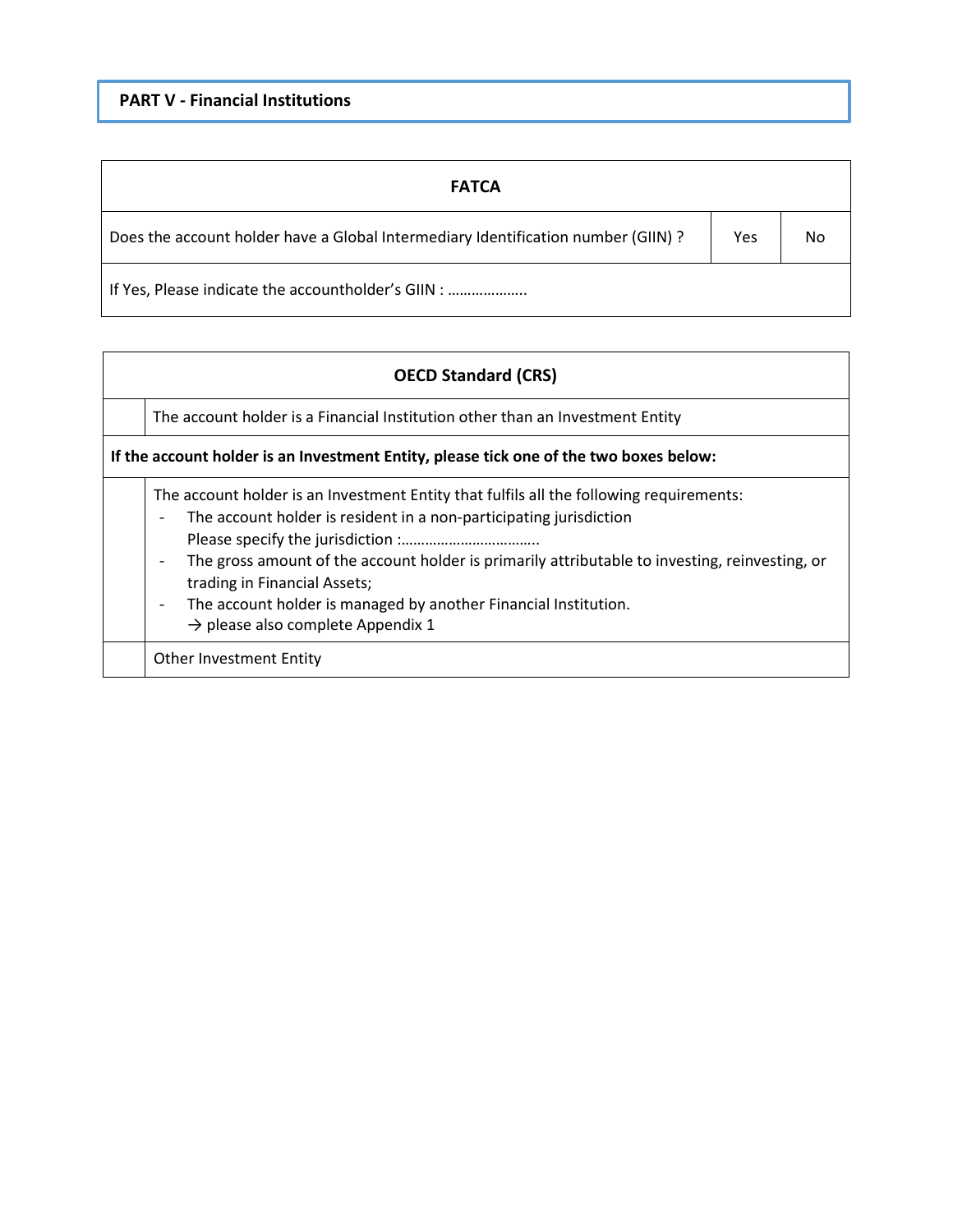## PART V - Financial Institutions

| FATCA | | |
|---|---|---|
| Does the account holder have a Global Intermediary Identification number (GIIN) ? | Yes | No |
| If Yes, Please indicate the accountholder's GIIN : ……………….. | | |

| | OECD Standard (CRS) |
|---|---|
| | The account holder is a Financial Institution other than an Investment Entity |
| **If the account holder is an Investment Entity, please tick one of the two boxes below:** | |
| | The account holder is an Investment Entity that fulfils all the following requirements:<br>- The account holder is resident in a non-participating jurisdiction<br>Please specify the jurisdiction :……………………………..<br>- The gross amount of the account holder is primarily attributable to investing, reinvesting, or trading in Financial Assets;<br>- The account holder is managed by another Financial Institution.<br>→ please also complete Appendix 1 |
| | Other Investment Entity |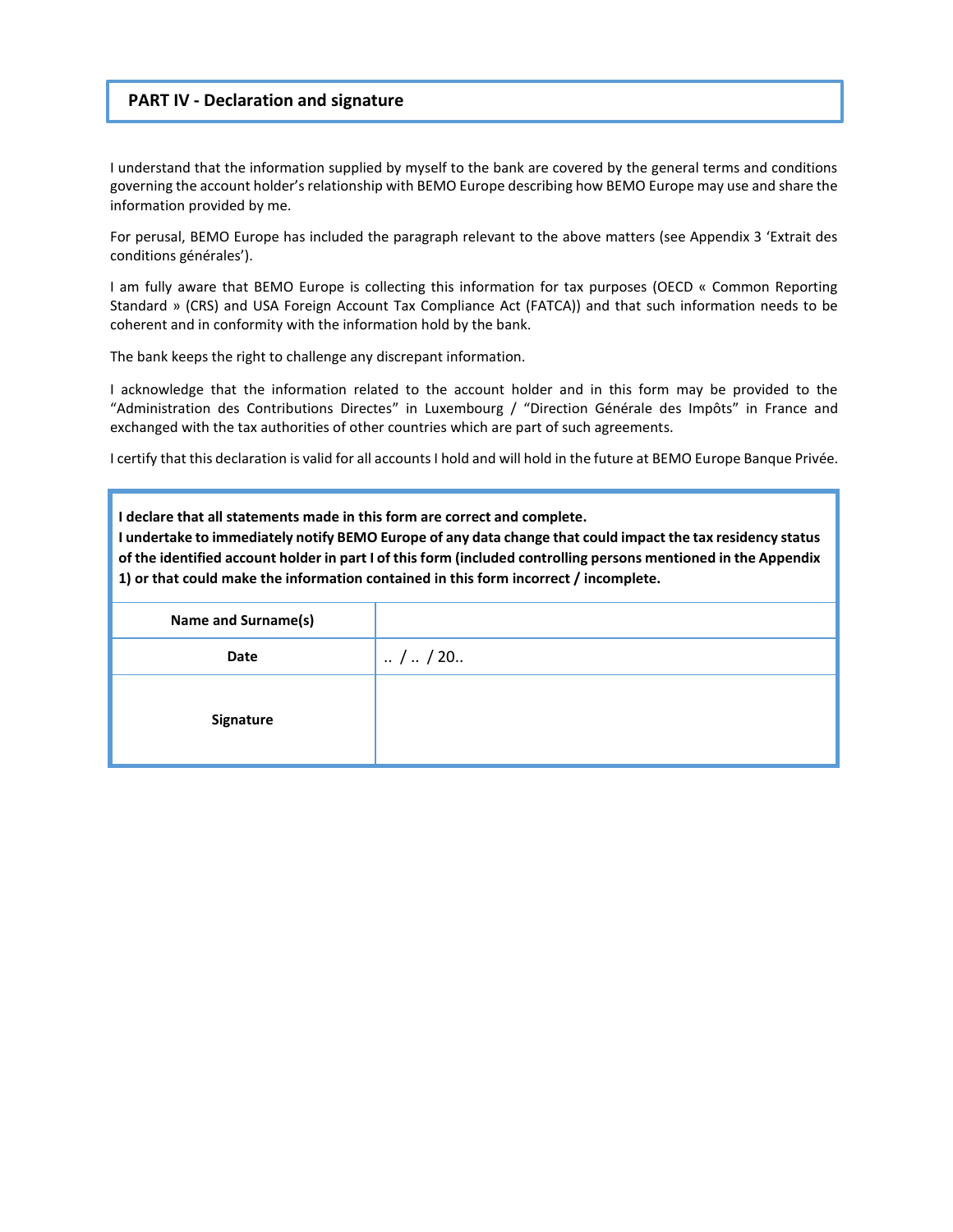## PART IV - Declaration and signature

I understand that the information supplied by myself to the bank are covered by the general terms and conditions governing the account holder's relationship with BEMO Europe describing how BEMO Europe may use and share the information provided by me.

For perusal, BEMO Europe has included the paragraph relevant to the above matters (see Appendix 3 'Extrait des conditions générales').

I am fully aware that BEMO Europe is collecting this information for tax purposes (OECD « Common Reporting Standard » (CRS) and USA Foreign Account Tax Compliance Act (FATCA)) and that such information needs to be coherent and in conformity with the information hold by the bank.

The bank keeps the right to challenge any discrepant information.

I acknowledge that the information related to the account holder and in this form may be provided to the "Administration des Contributions Directes" in Luxembourg / "Direction Générale des Impôts" in France and exchanged with the tax authorities of other countries which are part of such agreements.

I certify that this declaration is valid for all accounts I hold and will hold in the future at BEMO Europe Banque Privée.

**I declare that all statements made in this form are correct and complete.**
**I undertake to immediately notify BEMO Europe of any data change that could impact the tax residency status of the identified account holder in part I of this form (included controlling persons mentioned in the Appendix 1) or that could make the information contained in this form incorrect / incomplete.**

| | |
|---|---|
| **Name and Surname(s)** | |
| **Date** | .. / .. / 20.. |
| **Signature** | |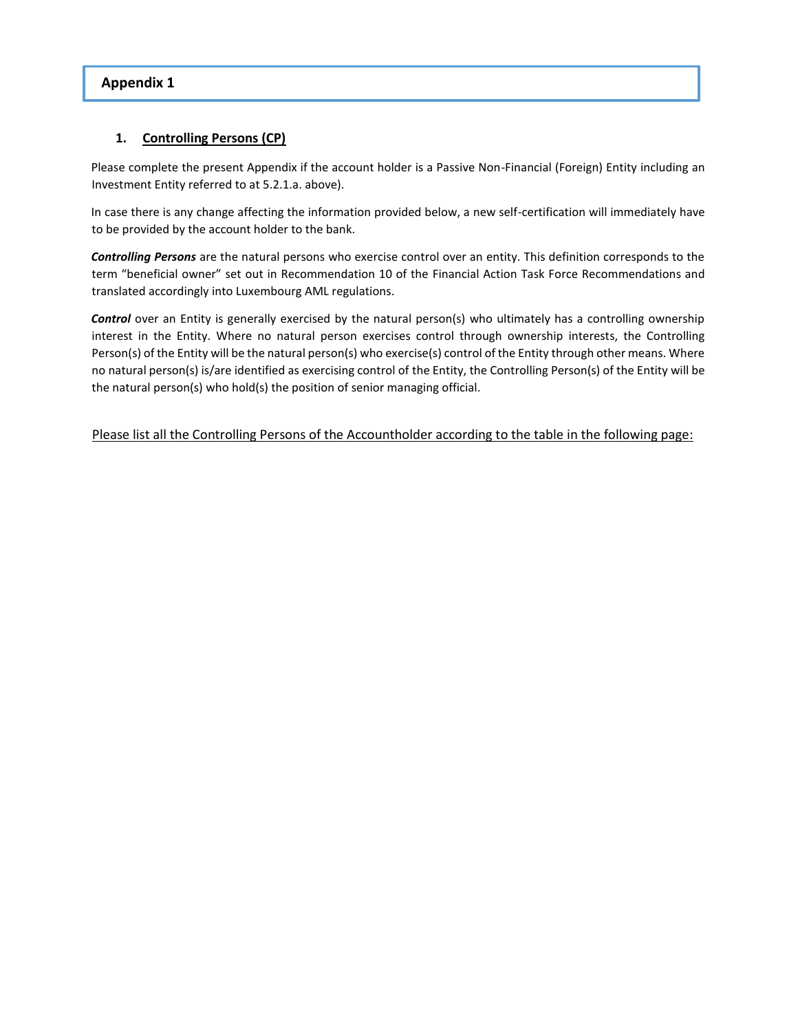# Appendix 1

## 1. Controlling Persons (CP)

Please complete the present Appendix if the account holder is a Passive Non-Financial (Foreign) Entity including an Investment Entity referred to at 5.2.1.a. above).

In case there is any change affecting the information provided below, a new self-certification will immediately have to be provided by the account holder to the bank.

***Controlling Persons*** are the natural persons who exercise control over an entity. This definition corresponds to the term "beneficial owner" set out in Recommendation 10 of the Financial Action Task Force Recommendations and translated accordingly into Luxembourg AML regulations.

***Control*** over an Entity is generally exercised by the natural person(s) who ultimately has a controlling ownership interest in the Entity. Where no natural person exercises control through ownership interests, the Controlling Person(s) of the Entity will be the natural person(s) who exercise(s) control of the Entity through other means. Where no natural person(s) is/are identified as exercising control of the Entity, the Controlling Person(s) of the Entity will be the natural person(s) who hold(s) the position of senior managing official.

<u>Please list all the Controlling Persons of the Accountholder according to the table in the following page:</u>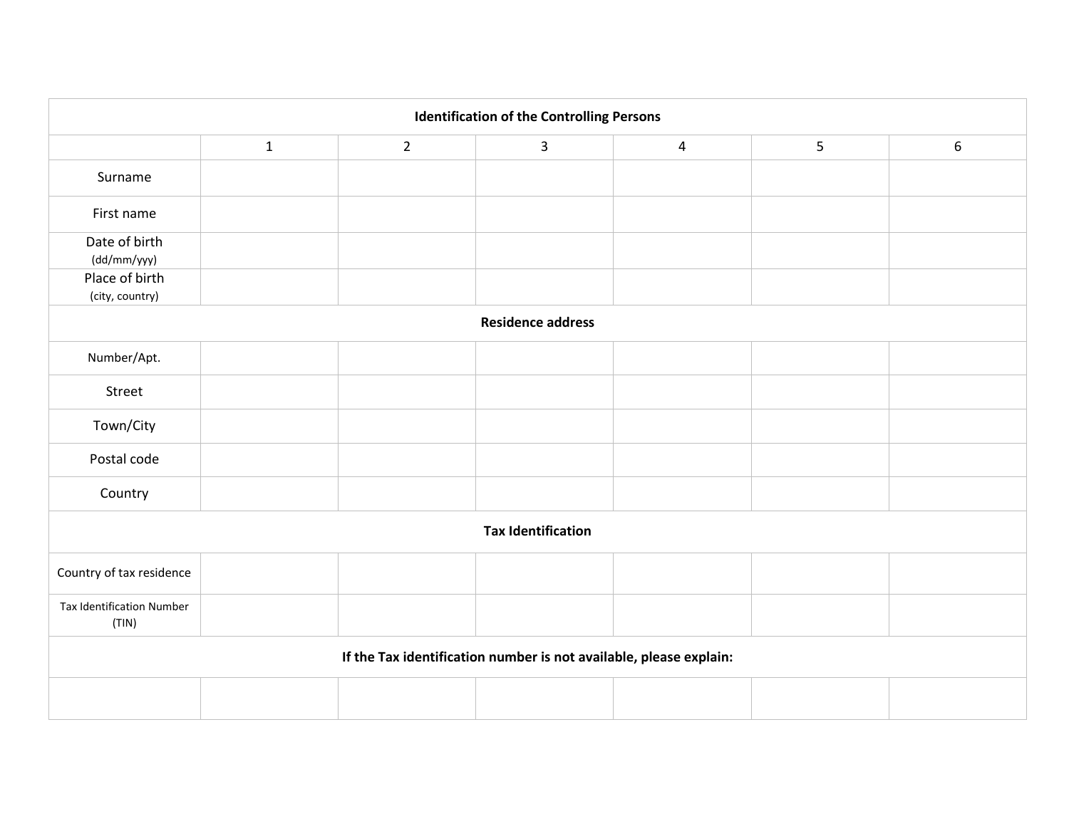| Identification of the Controlling Persons | | | | | | |
|---|---|---|---|---|---|---|
| | 1 | 2 | 3 | 4 | 5 | 6 |
| Surname | | | | | | |
| First name | | | | | | |
| Date of birth (dd/mm/yyy) | | | | | | |
| Place of birth (city, country) | | | | | | |
| **Residence address** | | | | | | |
| Number/Apt. | | | | | | |
| Street | | | | | | |
| Town/City | | | | | | |
| Postal code | | | | | | |
| Country | | | | | | |
| **Tax Identification** | | | | | | |
| Country of tax residence | | | | | | |
| Tax Identification Number (TIN) | | | | | | |
| **If the Tax identification number is not available, please explain:** | | | | | | |
| | | | | | | |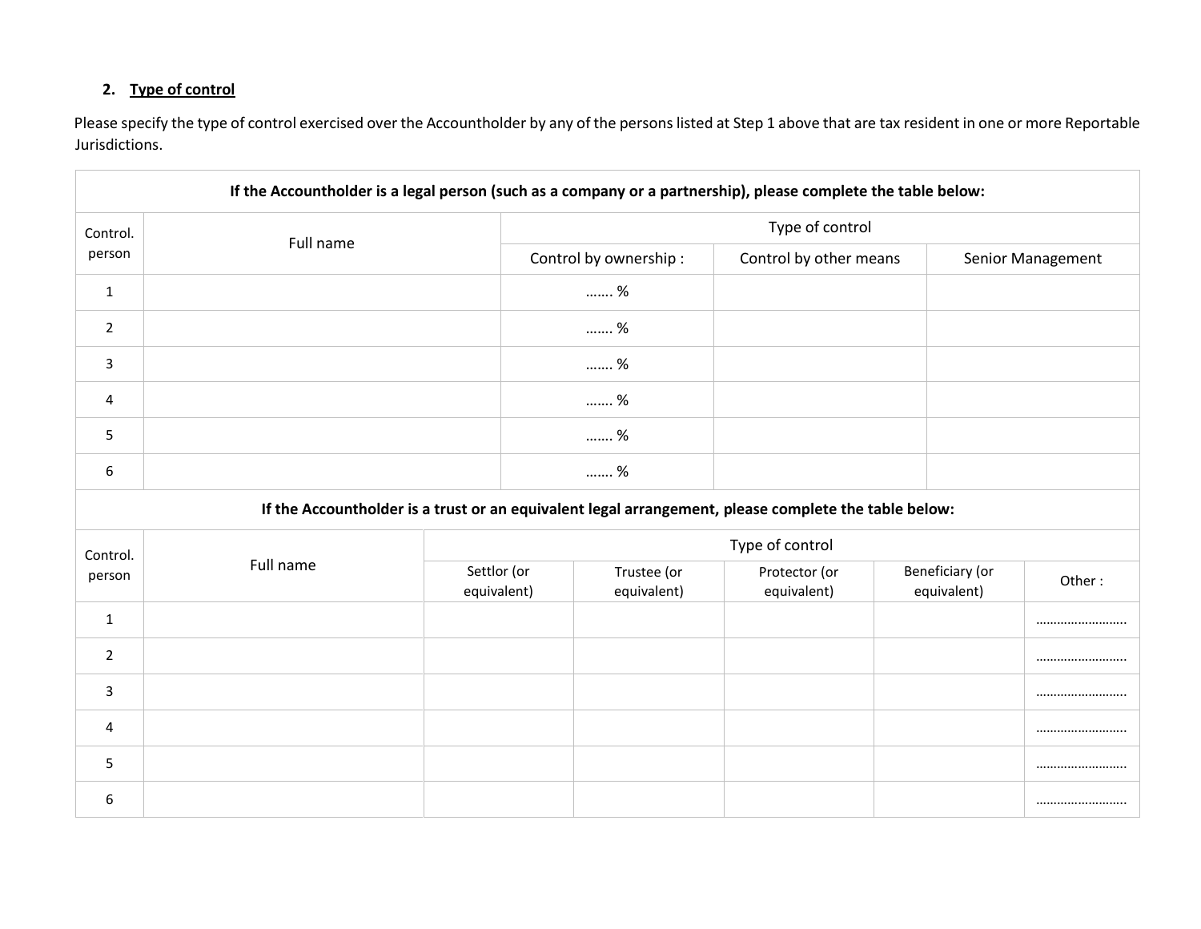## 2. Type of control

Please specify the type of control exercised over the Accountholder by any of the persons listed at Step 1 above that are tax resident in one or more Reportable Jurisdictions.

**If the Accountholder is a legal person (such as a company or a partnership), please complete the table below:**

| Control. person | Full name | Type of control | | |
|---|---|---|---|---|
| | | Control by ownership : | Control by other means | Senior Management |
| 1 | | ……. % | | |
| 2 | | ……. % | | |
| 3 | | ……. % | | |
| 4 | | ……. % | | |
| 5 | | ……. % | | |
| 6 | | ……. % | | |

**If the Accountholder is a trust or an equivalent legal arrangement, please complete the table below:**

| Control. person | Full name | Type of control | | | | |
|---|---|---|---|---|---|---|
| | | Settlor (or equivalent) | Trustee (or equivalent) | Protector (or equivalent) | Beneficiary (or equivalent) | Other : |
| 1 | | | | | | …………………….. |
| 2 | | | | | | …………………….. |
| 3 | | | | | | …………………….. |
| 4 | | | | | | …………………….. |
| 5 | | | | | | …………………….. |
| 6 | | | | | | …………………….. |